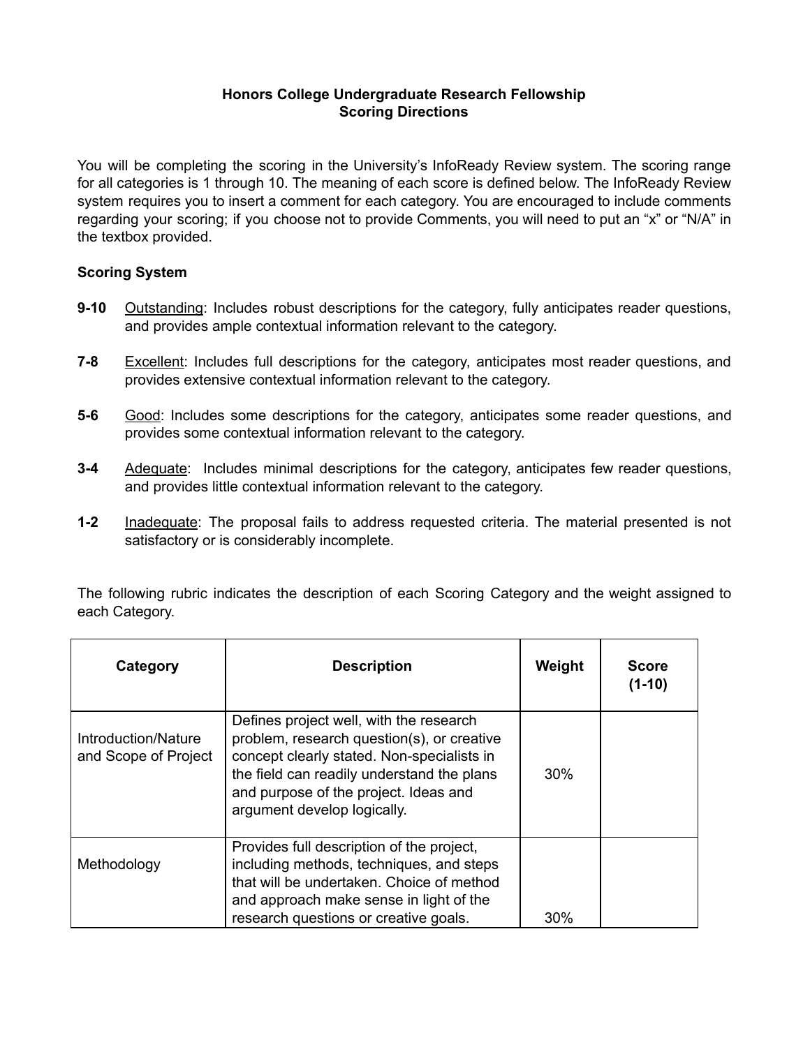# Honors College Undergraduate Research Fellowship
## Scoring Directions

You will be completing the scoring in the University's InfoReady Review system. The scoring range for all categories is 1 through 10. The meaning of each score is defined below. The InfoReady Review system requires you to insert a comment for each category. You are encouraged to include comments regarding your scoring; if you choose not to provide Comments, you will need to put an "x" or "N/A" in the textbox provided.

### Scoring System

- **9-10** Outstanding: Includes robust descriptions for the category, fully anticipates reader questions, and provides ample contextual information relevant to the category.
- **7-8** Excellent: Includes full descriptions for the category, anticipates most reader questions, and provides extensive contextual information relevant to the category.
- **5-6** Good: Includes some descriptions for the category, anticipates some reader questions, and provides some contextual information relevant to the category.
- **3-4** Adequate: Includes minimal descriptions for the category, anticipates few reader questions, and provides little contextual information relevant to the category.
- **1-2** Inadequate: The proposal fails to address requested criteria. The material presented is not satisfactory or is considerably incomplete.

The following rubric indicates the description of each Scoring Category and the weight assigned to each Category.

| Category | Description | Weight | Score (1-10) |
|---|---|---|---|
| Introduction/Nature and Scope of Project | Defines project well, with the research problem, research question(s), or creative concept clearly stated. Non-specialists in the field can readily understand the plans and purpose of the project. Ideas and argument develop logically. | 30% | |
| Methodology | Provides full description of the project, including methods, techniques, and steps that will be undertaken. Choice of method and approach make sense in light of the research questions or creative goals. | 30% | |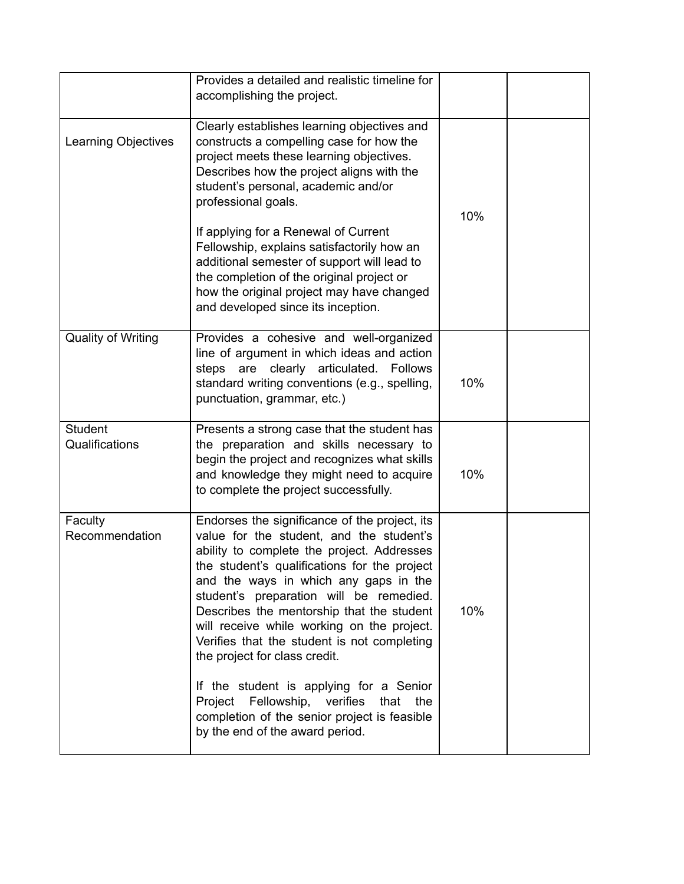| | | | |
|---|---|---|---|
| | Provides a detailed and realistic timeline for accomplishing the project. | | |
| Learning Objectives | Clearly establishes learning objectives and constructs a compelling case for how the project meets these learning objectives. Describes how the project aligns with the student's personal, academic and/or professional goals.<br><br>If applying for a Renewal of Current Fellowship, explains satisfactorily how an additional semester of support will lead to the completion of the original project or how the original project may have changed and developed since its inception. | 10% | |
| Quality of Writing | Provides a cohesive and well-organized line of argument in which ideas and action steps are clearly articulated. Follows standard writing conventions (e.g., spelling, punctuation, grammar, etc.) | 10% | |
| Student Qualifications | Presents a strong case that the student has the preparation and skills necessary to begin the project and recognizes what skills and knowledge they might need to acquire to complete the project successfully. | 10% | |
| Faculty Recommendation | Endorses the significance of the project, its value for the student, and the student's ability to complete the project. Addresses the student's qualifications for the project and the ways in which any gaps in the student's preparation will be remedied. Describes the mentorship that the student will receive while working on the project. Verifies that the student is not completing the project for class credit.<br><br>If the student is applying for a Senior Project Fellowship, verifies that the completion of the senior project is feasible by the end of the award period. | 10% | |